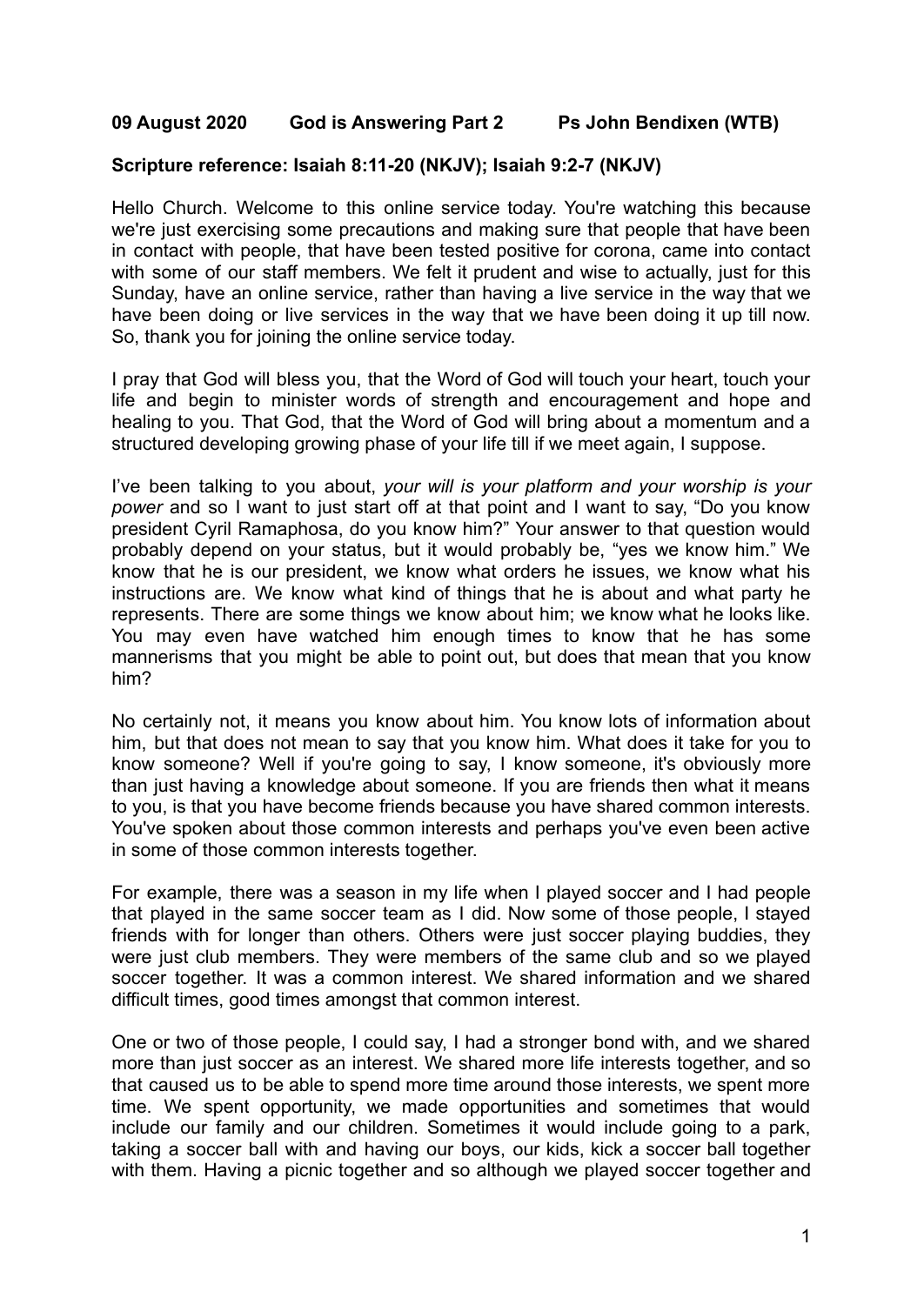**09 August 2020 God is Answering Part 2 Ps John Bendixen (WTB)**

**Scripture reference: Isaiah 8:11-20 (NKJV); Isaiah 9:2-7 (NKJV)**

Hello Church. Welcome to this online service today. You're watching this because we're just exercising some precautions and making sure that people that have been in contact with people, that have been tested positive for corona, came into contact with some of our staff members. We felt it prudent and wise to actually, just for this Sunday, have an online service, rather than having a live service in the way that we have been doing or live services in the way that we have been doing it up till now. So, thank you for joining the online service today.

I pray that God will bless you, that the Word of God will touch your heart, touch your life and begin to minister words of strength and encouragement and hope and healing to you. That God, that the Word of God will bring about a momentum and a structured developing growing phase of your life till if we meet again, I suppose.

I've been talking to you about, *your will is your platform and your worship is your power* and so I want to just start off at that point and I want to say, "Do you know president Cyril Ramaphosa, do you know him?" Your answer to that question would probably depend on your status, but it would probably be, "yes we know him." We know that he is our president, we know what orders he issues, we know what his instructions are. We know what kind of things that he is about and what party he represents. There are some things we know about him; we know what he looks like. You may even have watched him enough times to know that he has some mannerisms that you might be able to point out, but does that mean that you know him?

No certainly not, it means you know about him. You know lots of information about him, but that does not mean to say that you know him. What does it take for you to know someone? Well if you're going to say, I know someone, it's obviously more than just having a knowledge about someone. If you are friends then what it means to you, is that you have become friends because you have shared common interests. You've spoken about those common interests and perhaps you've even been active in some of those common interests together.

For example, there was a season in my life when I played soccer and I had people that played in the same soccer team as I did. Now some of those people, I stayed friends with for longer than others. Others were just soccer playing buddies, they were just club members. They were members of the same club and so we played soccer together. It was a common interest. We shared information and we shared difficult times, good times amongst that common interest.

One or two of those people, I could say, I had a stronger bond with, and we shared more than just soccer as an interest. We shared more life interests together, and so that caused us to be able to spend more time around those interests, we spent more time. We spent opportunity, we made opportunities and sometimes that would include our family and our children. Sometimes it would include going to a park, taking a soccer ball with and having our boys, our kids, kick a soccer ball together with them. Having a picnic together and so although we played soccer together and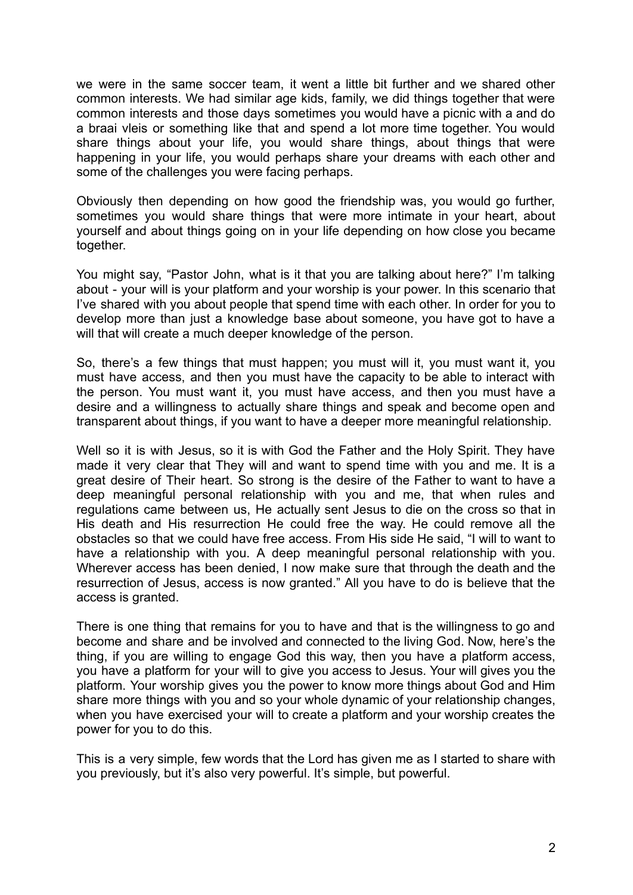we were in the same soccer team, it went a little bit further and we shared other common interests. We had similar age kids, family, we did things together that were common interests and those days sometimes you would have a picnic with a and do a braai vleis or something like that and spend a lot more time together. You would share things about your life, you would share things, about things that were happening in your life, you would perhaps share your dreams with each other and some of the challenges you were facing perhaps.

Obviously then depending on how good the friendship was, you would go further, sometimes you would share things that were more intimate in your heart, about yourself and about things going on in your life depending on how close you became together.

You might say, "Pastor John, what is it that you are talking about here?" I'm talking about - your will is your platform and your worship is your power. In this scenario that I've shared with you about people that spend time with each other. In order for you to develop more than just a knowledge base about someone, you have got to have a will that will create a much deeper knowledge of the person.

So, there's a few things that must happen; you must will it, you must want it, you must have access, and then you must have the capacity to be able to interact with the person. You must want it, you must have access, and then you must have a desire and a willingness to actually share things and speak and become open and transparent about things, if you want to have a deeper more meaningful relationship.

Well so it is with Jesus, so it is with God the Father and the Holy Spirit. They have made it very clear that They will and want to spend time with you and me. It is a great desire of Their heart. So strong is the desire of the Father to want to have a deep meaningful personal relationship with you and me, that when rules and regulations came between us, He actually sent Jesus to die on the cross so that in His death and His resurrection He could free the way. He could remove all the obstacles so that we could have free access. From His side He said, "I will to want to have a relationship with you. A deep meaningful personal relationship with you. Wherever access has been denied, I now make sure that through the death and the resurrection of Jesus, access is now granted." All you have to do is believe that the access is granted.

There is one thing that remains for you to have and that is the willingness to go and become and share and be involved and connected to the living God. Now, here's the thing, if you are willing to engage God this way, then you have a platform access, you have a platform for your will to give you access to Jesus. Your will gives you the platform. Your worship gives you the power to know more things about God and Him share more things with you and so your whole dynamic of your relationship changes, when you have exercised your will to create a platform and your worship creates the power for you to do this.

This is a very simple, few words that the Lord has given me as I started to share with you previously, but it's also very powerful. It's simple, but powerful.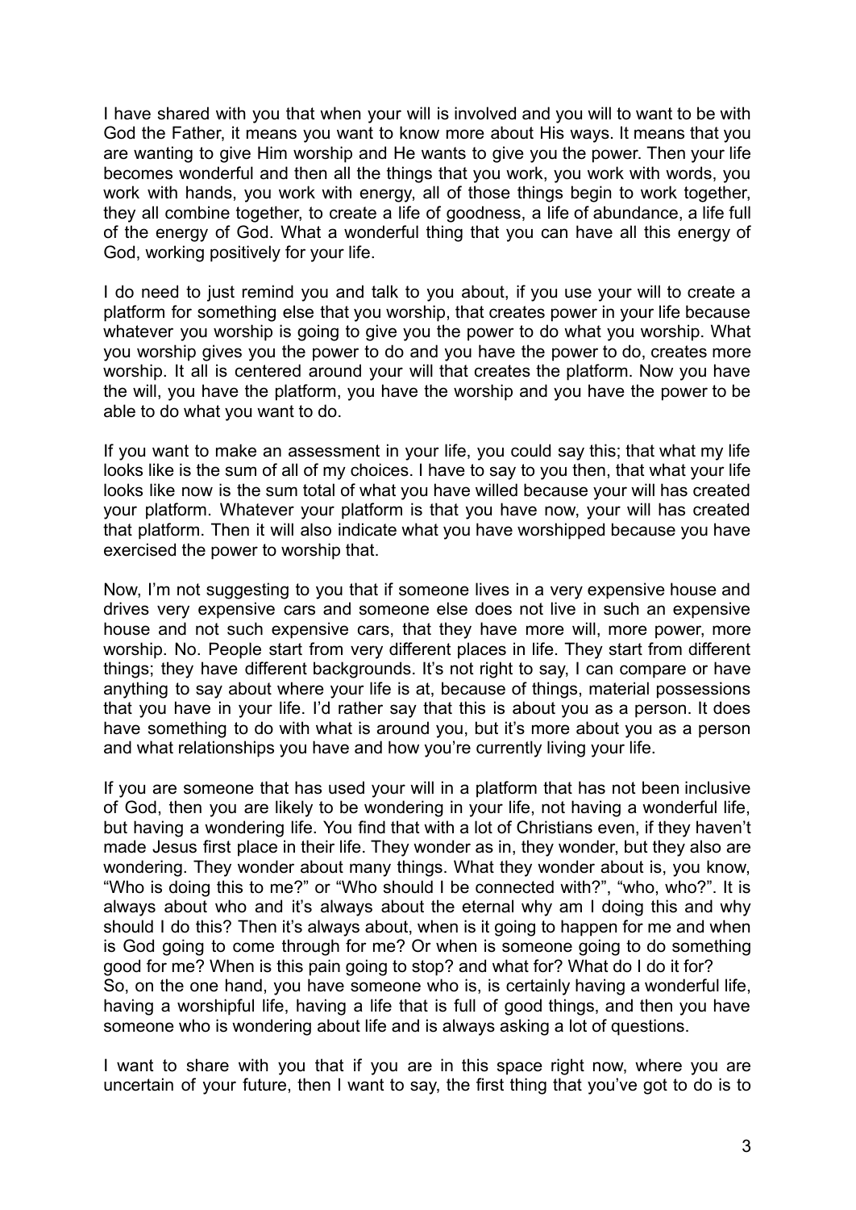I have shared with you that when your will is involved and you will to want to be with God the Father, it means you want to know more about His ways. It means that you are wanting to give Him worship and He wants to give you the power. Then your life becomes wonderful and then all the things that you work, you work with words, you work with hands, you work with energy, all of those things begin to work together, they all combine together, to create a life of goodness, a life of abundance, a life full of the energy of God. What a wonderful thing that you can have all this energy of God, working positively for your life.

I do need to just remind you and talk to you about, if you use your will to create a platform for something else that you worship, that creates power in your life because whatever you worship is going to give you the power to do what you worship. What you worship gives you the power to do and you have the power to do, creates more worship. It all is centered around your will that creates the platform. Now you have the will, you have the platform, you have the worship and you have the power to be able to do what you want to do.

If you want to make an assessment in your life, you could say this; that what my life looks like is the sum of all of my choices. I have to say to you then, that what your life looks like now is the sum total of what you have willed because your will has created your platform. Whatever your platform is that you have now, your will has created that platform. Then it will also indicate what you have worshipped because you have exercised the power to worship that.

Now, I'm not suggesting to you that if someone lives in a very expensive house and drives very expensive cars and someone else does not live in such an expensive house and not such expensive cars, that they have more will, more power, more worship. No. People start from very different places in life. They start from different things; they have different backgrounds. It's not right to say, I can compare or have anything to say about where your life is at, because of things, material possessions that you have in your life. I'd rather say that this is about you as a person. It does have something to do with what is around you, but it's more about you as a person and what relationships you have and how you're currently living your life.

If you are someone that has used your will in a platform that has not been inclusive of God, then you are likely to be wondering in your life, not having a wonderful life, but having a wondering life. You find that with a lot of Christians even, if they haven't made Jesus first place in their life. They wonder as in, they wonder, but they also are wondering. They wonder about many things. What they wonder about is, you know, "Who is doing this to me?" or "Who should I be connected with?", "who, who?". It is always about who and it's always about the eternal why am I doing this and why should I do this? Then it's always about, when is it going to happen for me and when is God going to come through for me? Or when is someone going to do something good for me? When is this pain going to stop? and what for? What do I do it for?
So, on the one hand, you have someone who is, is certainly having a wonderful life, having a worshipful life, having a life that is full of good things, and then you have someone who is wondering about life and is always asking a lot of questions.

I want to share with you that if you are in this space right now, where you are uncertain of your future, then I want to say, the first thing that you've got to do is to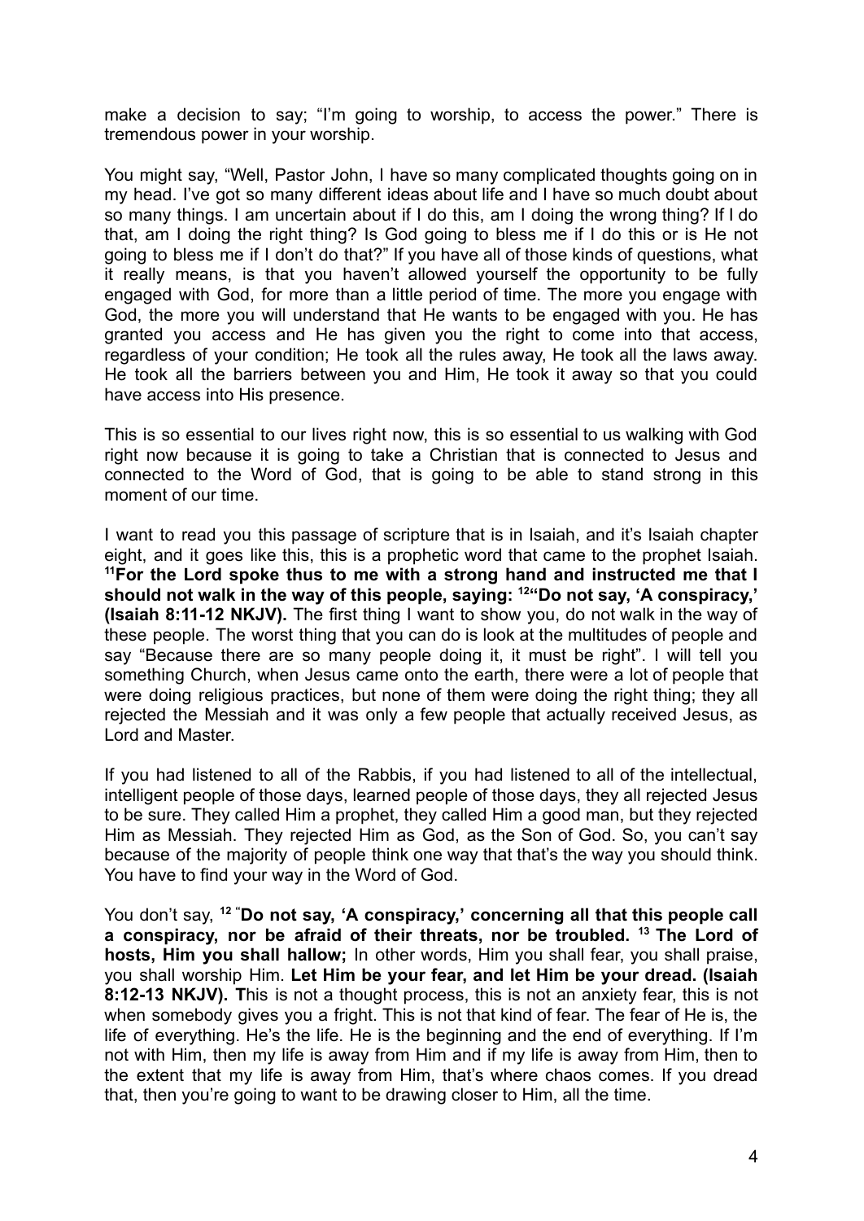make a decision to say; "I'm going to worship, to access the power." There is tremendous power in your worship.

You might say, "Well, Pastor John, I have so many complicated thoughts going on in my head. I've got so many different ideas about life and I have so much doubt about so many things. I am uncertain about if I do this, am I doing the wrong thing? If I do that, am I doing the right thing? Is God going to bless me if I do this or is He not going to bless me if I don't do that?" If you have all of those kinds of questions, what it really means, is that you haven't allowed yourself the opportunity to be fully engaged with God, for more than a little period of time. The more you engage with God, the more you will understand that He wants to be engaged with you. He has granted you access and He has given you the right to come into that access, regardless of your condition; He took all the rules away, He took all the laws away. He took all the barriers between you and Him, He took it away so that you could have access into His presence.

This is so essential to our lives right now, this is so essential to us walking with God right now because it is going to take a Christian that is connected to Jesus and connected to the Word of God, that is going to be able to stand strong in this moment of our time.

I want to read you this passage of scripture that is in Isaiah, and it's Isaiah chapter eight, and it goes like this, this is a prophetic word that came to the prophet Isaiah. **[11]For the Lord spoke thus to me with a strong hand and instructed me that I should not walk in the way of this people, saying: [12]"Do not say, 'A conspiracy,' (Isaiah 8:11-12 NKJV).** The first thing I want to show you, do not walk in the way of these people. The worst thing that you can do is look at the multitudes of people and say "Because there are so many people doing it, it must be right". I will tell you something Church, when Jesus came onto the earth, there were a lot of people that were doing religious practices, but none of them were doing the right thing; they all rejected the Messiah and it was only a few people that actually received Jesus, as Lord and Master.

If you had listened to all of the Rabbis, if you had listened to all of the intellectual, intelligent people of those days, learned people of those days, they all rejected Jesus to be sure. They called Him a prophet, they called Him a good man, but they rejected Him as Messiah. They rejected Him as God, as the Son of God. So, you can't say because of the majority of people think one way that that's the way you should think. You have to find your way in the Word of God.

You don't say, **[12] "Do not say, 'A conspiracy,' concerning all that this people call a conspiracy, nor be afraid of their threats, nor be troubled. [13] The Lord of hosts, Him you shall hallow;** In other words, Him you shall fear, you shall praise, you shall worship Him. **Let Him be your fear, and let Him be your dread. (Isaiah 8:12-13 NKJV). T**his is not a thought process, this is not an anxiety fear, this is not when somebody gives you a fright. This is not that kind of fear. The fear of He is, the life of everything. He's the life. He is the beginning and the end of everything. If I'm not with Him, then my life is away from Him and if my life is away from Him, then to the extent that my life is away from Him, that's where chaos comes. If you dread that, then you're going to want to be drawing closer to Him, all the time.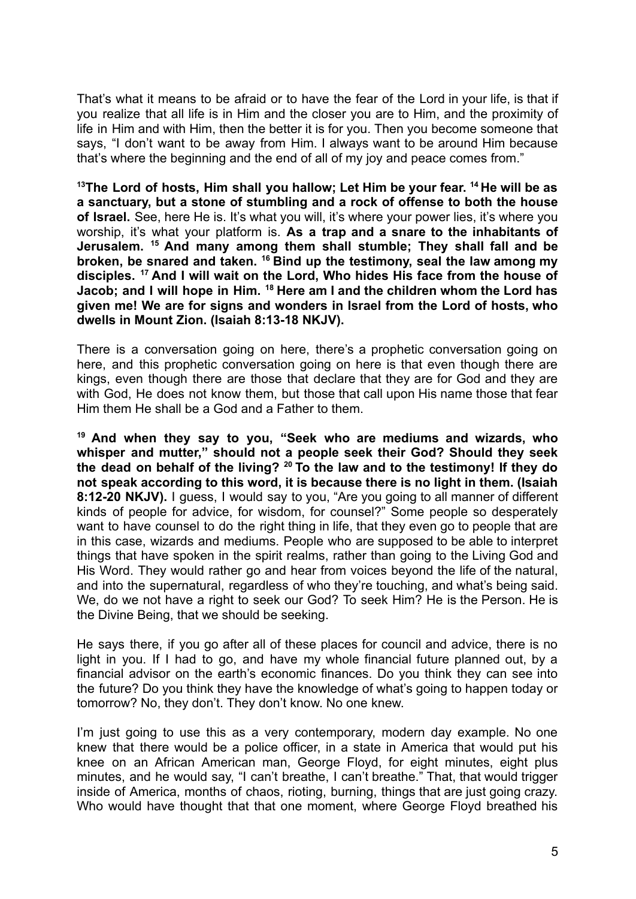That's what it means to be afraid or to have the fear of the Lord in your life, is that if you realize that all life is in Him and the closer you are to Him, and the proximity of life in Him and with Him, then the better it is for you. Then you become someone that says, "I don't want to be away from Him. I always want to be around Him because that's where the beginning and the end of all of my joy and peace comes from."

**[13]The Lord of hosts, Him shall you hallow; Let Him be your fear. [14] He will be as a sanctuary, but a stone of stumbling and a rock of offense to both the house of Israel.** See, here He is. It's what you will, it's where your power lies, it's where you worship, it's what your platform is. **As a trap and a snare to the inhabitants of Jerusalem. [15] And many among them shall stumble; They shall fall and be broken, be snared and taken. [16] Bind up the testimony, seal the law among my disciples. [17] And I will wait on the Lord, Who hides His face from the house of Jacob; and I will hope in Him. [18] Here am I and the children whom the Lord has given me! We are for signs and wonders in Israel from the Lord of hosts, who dwells in Mount Zion. (Isaiah 8:13-18 NKJV).**

There is a conversation going on here, there's a prophetic conversation going on here, and this prophetic conversation going on here is that even though there are kings, even though there are those that declare that they are for God and they are with God, He does not know them, but those that call upon His name those that fear Him them He shall be a God and a Father to them.

**[19] And when they say to you, "Seek who are mediums and wizards, who whisper and mutter," should not a people seek their God? Should they seek the dead on behalf of the living? [20] To the law and to the testimony! If they do not speak according to this word, it is because there is no light in them. (Isaiah 8:12-20 NKJV).** I guess, I would say to you, "Are you going to all manner of different kinds of people for advice, for wisdom, for counsel?" Some people so desperately want to have counsel to do the right thing in life, that they even go to people that are in this case, wizards and mediums. People who are supposed to be able to interpret things that have spoken in the spirit realms, rather than going to the Living God and His Word. They would rather go and hear from voices beyond the life of the natural, and into the supernatural, regardless of who they're touching, and what's being said. We, do we not have a right to seek our God? To seek Him? He is the Person. He is the Divine Being, that we should be seeking.

He says there, if you go after all of these places for council and advice, there is no light in you. If I had to go, and have my whole financial future planned out, by a financial advisor on the earth's economic finances. Do you think they can see into the future? Do you think they have the knowledge of what's going to happen today or tomorrow? No, they don't. They don't know. No one knew.

I'm just going to use this as a very contemporary, modern day example. No one knew that there would be a police officer, in a state in America that would put his knee on an African American man, George Floyd, for eight minutes, eight plus minutes, and he would say, "I can't breathe, I can't breathe." That, that would trigger inside of America, months of chaos, rioting, burning, things that are just going crazy. Who would have thought that that one moment, where George Floyd breathed his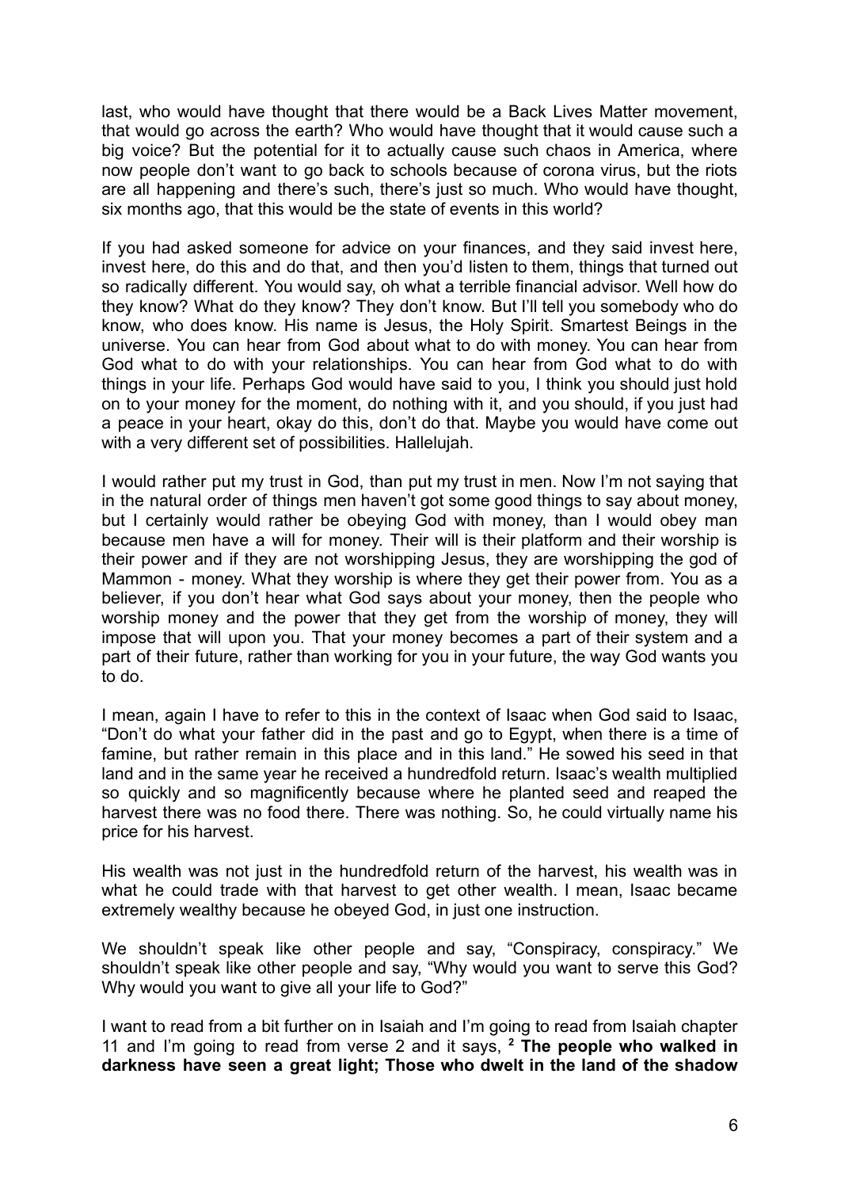last, who would have thought that there would be a Back Lives Matter movement, that would go across the earth? Who would have thought that it would cause such a big voice? But the potential for it to actually cause such chaos in America, where now people don't want to go back to schools because of corona virus, but the riots are all happening and there's such, there's just so much. Who would have thought, six months ago, that this would be the state of events in this world?

If you had asked someone for advice on your finances, and they said invest here, invest here, do this and do that, and then you'd listen to them, things that turned out so radically different. You would say, oh what a terrible financial advisor. Well how do they know? What do they know? They don't know. But I'll tell you somebody who do know, who does know. His name is Jesus, the Holy Spirit. Smartest Beings in the universe. You can hear from God about what to do with money. You can hear from God what to do with your relationships. You can hear from God what to do with things in your life. Perhaps God would have said to you, I think you should just hold on to your money for the moment, do nothing with it, and you should, if you just had a peace in your heart, okay do this, don't do that. Maybe you would have come out with a very different set of possibilities. Hallelujah.

I would rather put my trust in God, than put my trust in men. Now I'm not saying that in the natural order of things men haven't got some good things to say about money, but I certainly would rather be obeying God with money, than I would obey man because men have a will for money. Their will is their platform and their worship is their power and if they are not worshipping Jesus, they are worshipping the god of Mammon - money. What they worship is where they get their power from. You as a believer, if you don't hear what God says about your money, then the people who worship money and the power that they get from the worship of money, they will impose that will upon you. That your money becomes a part of their system and a part of their future, rather than working for you in your future, the way God wants you to do.

I mean, again I have to refer to this in the context of Isaac when God said to Isaac, "Don't do what your father did in the past and go to Egypt, when there is a time of famine, but rather remain in this place and in this land." He sowed his seed in that land and in the same year he received a hundredfold return. Isaac's wealth multiplied so quickly and so magnificently because where he planted seed and reaped the harvest there was no food there. There was nothing. So, he could virtually name his price for his harvest.

His wealth was not just in the hundredfold return of the harvest, his wealth was in what he could trade with that harvest to get other wealth. I mean, Isaac became extremely wealthy because he obeyed God, in just one instruction.

We shouldn't speak like other people and say, "Conspiracy, conspiracy." We shouldn't speak like other people and say, "Why would you want to serve this God? Why would you want to give all your life to God?"

I want to read from a bit further on in Isaiah and I'm going to read from Isaiah chapter 11 and I'm going to read from verse 2 and it says, **[2] The people who walked in darkness have seen a great light; Those who dwelt in the land of the shadow**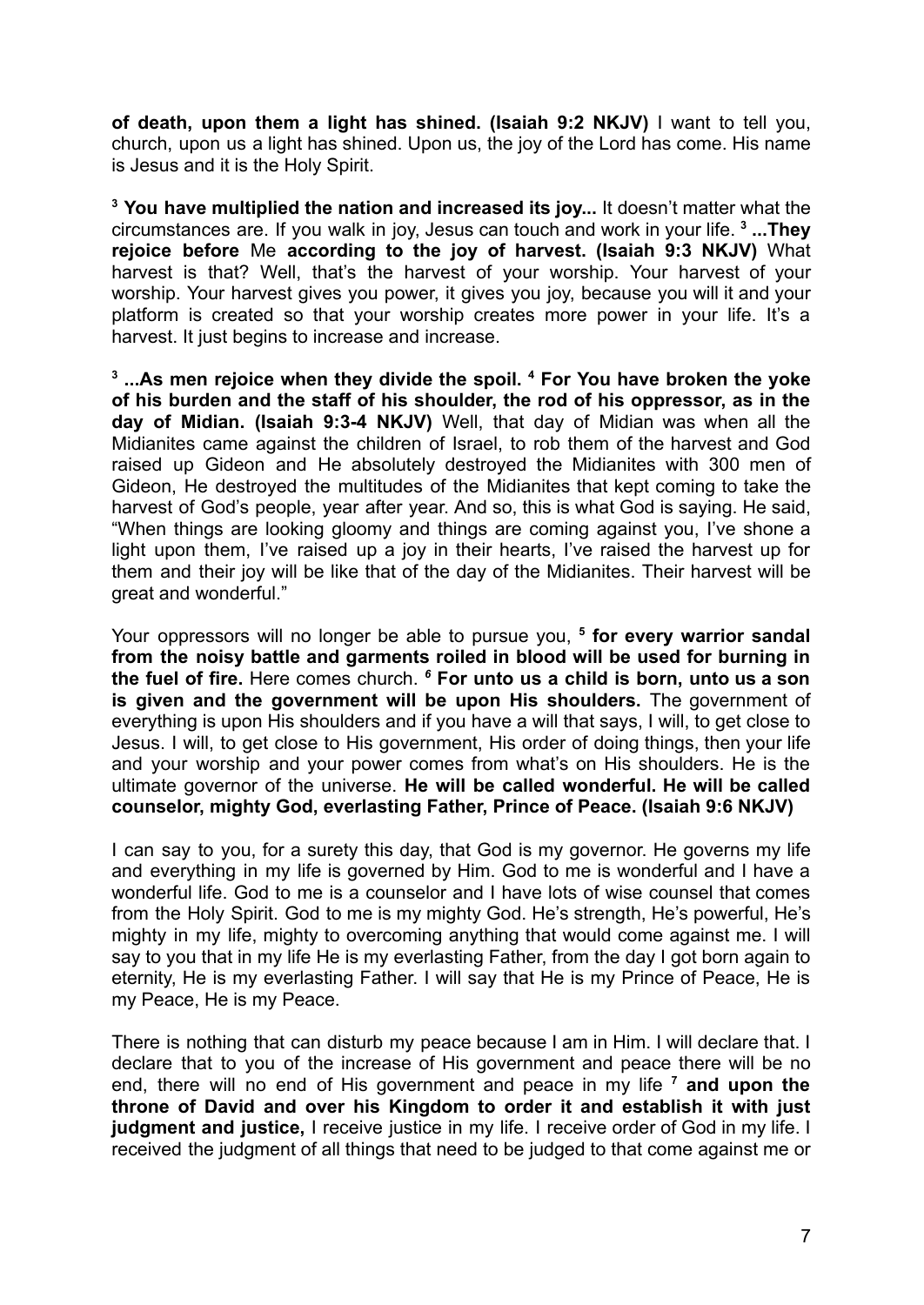**of death, upon them a light has shined. (Isaiah 9:2 NKJV)** I want to tell you, church, upon us a light has shined. Upon us, the joy of the Lord has come. His name is Jesus and it is the Holy Spirit.

[3] **You have multiplied the nation and increased its joy...** It doesn't matter what the circumstances are. If you walk in joy, Jesus can touch and work in your life. [3] **...They rejoice before** Me **according to the joy of harvest. (Isaiah 9:3 NKJV)** What harvest is that? Well, that's the harvest of your worship. Your harvest of your worship. Your harvest gives you power, it gives you joy, because you will it and your platform is created so that your worship creates more power in your life. It's a harvest. It just begins to increase and increase.

[3] **...As men rejoice when they divide the spoil.** [4] **For You have broken the yoke of his burden and the staff of his shoulder, the rod of his oppressor, as in the day of Midian. (Isaiah 9:3-4 NKJV)** Well, that day of Midian was when all the Midianites came against the children of Israel, to rob them of the harvest and God raised up Gideon and He absolutely destroyed the Midianites with 300 men of Gideon, He destroyed the multitudes of the Midianites that kept coming to take the harvest of God's people, year after year. And so, this is what God is saying. He said, "When things are looking gloomy and things are coming against you, I've shone a light upon them, I've raised up a joy in their hearts, I've raised the harvest up for them and their joy will be like that of the day of the Midianites. Their harvest will be great and wonderful."

Your oppressors will no longer be able to pursue you, [5] **for every warrior sandal from the noisy battle and garments roiled in blood will be used for burning in the fuel of fire.** Here comes church. [6] **For unto us a child is born, unto us a son is given and the government will be upon His shoulders.** The government of everything is upon His shoulders and if you have a will that says, I will, to get close to Jesus. I will, to get close to His government, His order of doing things, then your life and your worship and your power comes from what's on His shoulders. He is the ultimate governor of the universe. **He will be called wonderful. He will be called counselor, mighty God, everlasting Father, Prince of Peace. (Isaiah 9:6 NKJV)**

I can say to you, for a surety this day, that God is my governor. He governs my life and everything in my life is governed by Him. God to me is wonderful and I have a wonderful life. God to me is a counselor and I have lots of wise counsel that comes from the Holy Spirit. God to me is my mighty God. He's strength, He's powerful, He's mighty in my life, mighty to overcoming anything that would come against me. I will say to you that in my life He is my everlasting Father, from the day I got born again to eternity, He is my everlasting Father. I will say that He is my Prince of Peace, He is my Peace, He is my Peace.

There is nothing that can disturb my peace because I am in Him. I will declare that. I declare that to you of the increase of His government and peace there will be no end, there will no end of His government and peace in my life [7] **and upon the throne of David and over his Kingdom to order it and establish it with just judgment and justice,** I receive justice in my life. I receive order of God in my life. I received the judgment of all things that need to be judged to that come against me or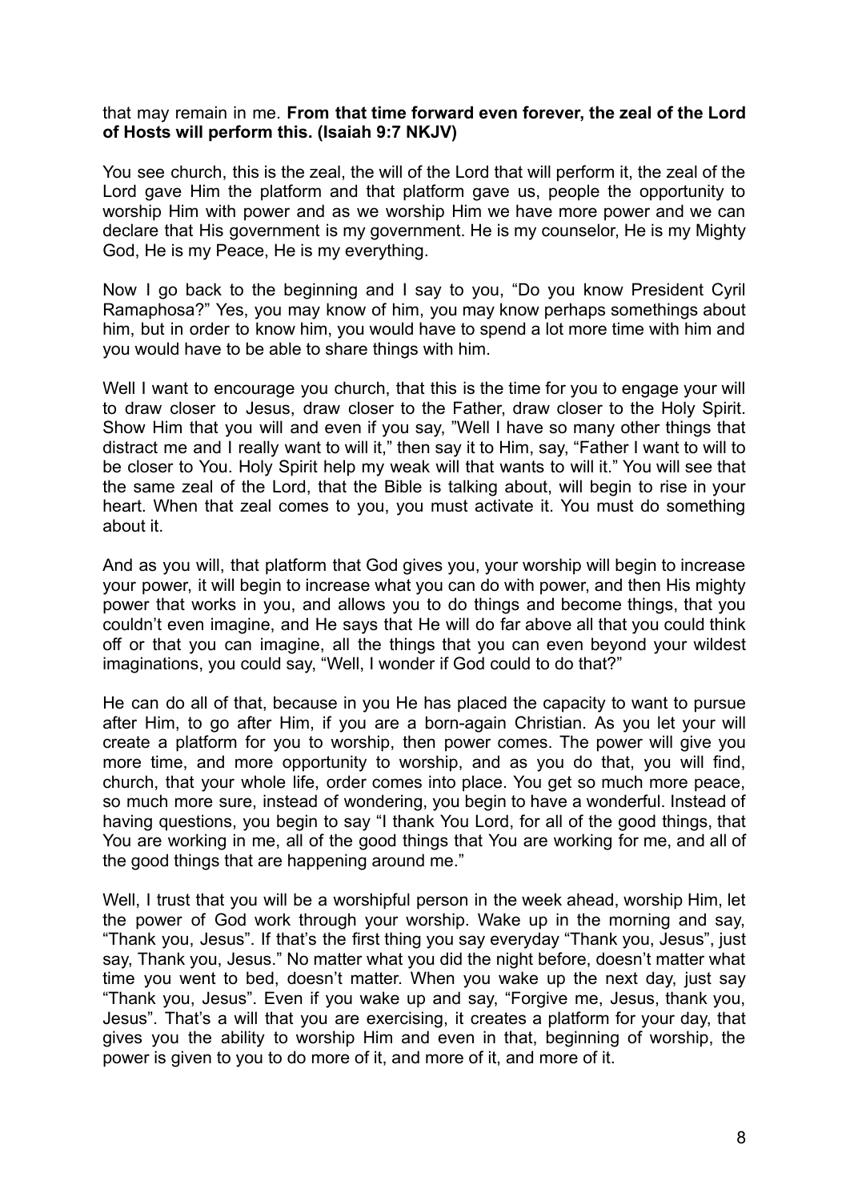that may remain in me. **From that time forward even forever, the zeal of the Lord of Hosts will perform this. (Isaiah 9:7 NKJV)**

You see church, this is the zeal, the will of the Lord that will perform it, the zeal of the Lord gave Him the platform and that platform gave us, people the opportunity to worship Him with power and as we worship Him we have more power and we can declare that His government is my government. He is my counselor, He is my Mighty God, He is my Peace, He is my everything.

Now I go back to the beginning and I say to you, "Do you know President Cyril Ramaphosa?" Yes, you may know of him, you may know perhaps somethings about him, but in order to know him, you would have to spend a lot more time with him and you would have to be able to share things with him.

Well I want to encourage you church, that this is the time for you to engage your will to draw closer to Jesus, draw closer to the Father, draw closer to the Holy Spirit. Show Him that you will and even if you say, "Well I have so many other things that distract me and I really want to will it," then say it to Him, say, "Father I want to will to be closer to You. Holy Spirit help my weak will that wants to will it." You will see that the same zeal of the Lord, that the Bible is talking about, will begin to rise in your heart. When that zeal comes to you, you must activate it. You must do something about it.

And as you will, that platform that God gives you, your worship will begin to increase your power, it will begin to increase what you can do with power, and then His mighty power that works in you, and allows you to do things and become things, that you couldn't even imagine, and He says that He will do far above all that you could think off or that you can imagine, all the things that you can even beyond your wildest imaginations, you could say, "Well, I wonder if God could to do that?"

He can do all of that, because in you He has placed the capacity to want to pursue after Him, to go after Him, if you are a born-again Christian. As you let your will create a platform for you to worship, then power comes. The power will give you more time, and more opportunity to worship, and as you do that, you will find, church, that your whole life, order comes into place. You get so much more peace, so much more sure, instead of wondering, you begin to have a wonderful. Instead of having questions, you begin to say "I thank You Lord, for all of the good things, that You are working in me, all of the good things that You are working for me, and all of the good things that are happening around me."

Well, I trust that you will be a worshipful person in the week ahead, worship Him, let the power of God work through your worship. Wake up in the morning and say, "Thank you, Jesus". If that's the first thing you say everyday "Thank you, Jesus", just say, Thank you, Jesus." No matter what you did the night before, doesn't matter what time you went to bed, doesn't matter. When you wake up the next day, just say "Thank you, Jesus". Even if you wake up and say, "Forgive me, Jesus, thank you, Jesus". That's a will that you are exercising, it creates a platform for your day, that gives you the ability to worship Him and even in that, beginning of worship, the power is given to you to do more of it, and more of it, and more of it.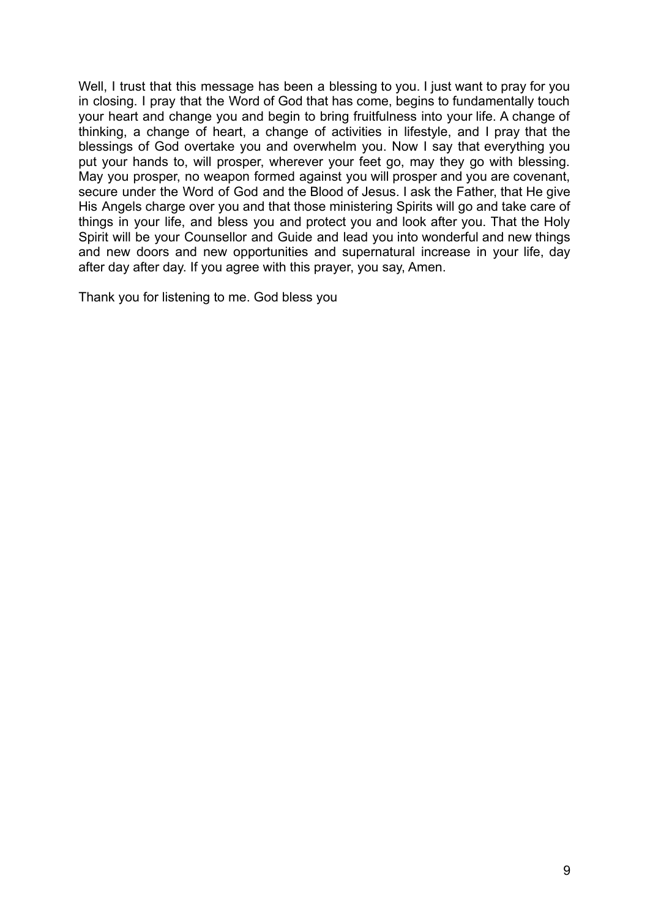Well, I trust that this message has been a blessing to you. I just want to pray for you in closing. I pray that the Word of God that has come, begins to fundamentally touch your heart and change you and begin to bring fruitfulness into your life. A change of thinking, a change of heart, a change of activities in lifestyle, and I pray that the blessings of God overtake you and overwhelm you. Now I say that everything you put your hands to, will prosper, wherever your feet go, may they go with blessing. May you prosper, no weapon formed against you will prosper and you are covenant, secure under the Word of God and the Blood of Jesus. I ask the Father, that He give His Angels charge over you and that those ministering Spirits will go and take care of things in your life, and bless you and protect you and look after you. That the Holy Spirit will be your Counsellor and Guide and lead you into wonderful and new things and new doors and new opportunities and supernatural increase in your life, day after day after day. If you agree with this prayer, you say, Amen.

Thank you for listening to me. God bless you